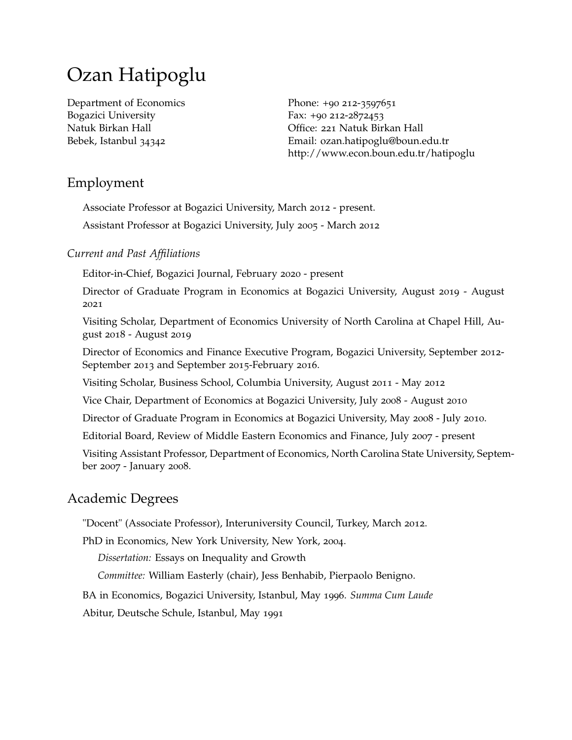# Ozan Hatipoglu

Department of Economics
Bogazici University
Natuk Birkan Hall
Bebek, Istanbul 34342

Phone: +90 212-3597651
Fax: +90 212-2872453
Office: 221 Natuk Birkan Hall
Email: ozan.hatipoglu@boun.edu.tr
http://www.econ.boun.edu.tr/hatipoglu

## Employment

Associate Professor at Bogazici University, March 2012 - present.

Assistant Professor at Bogazici University, July 2005 - March 2012

### *Current and Past Affiliations*

Editor-in-Chief, Bogazici Journal, February 2020 - present

Director of Graduate Program in Economics at Bogazici University, August 2019 - August 2021

Visiting Scholar, Department of Economics University of North Carolina at Chapel Hill, August 2018 - August 2019

Director of Economics and Finance Executive Program, Bogazici University, September 2012-September 2013 and September 2015-February 2016.

Visiting Scholar, Business School, Columbia University, August 2011 - May 2012

Vice Chair, Department of Economics at Bogazici University, July 2008 - August 2010

Director of Graduate Program in Economics at Bogazici University, May 2008 - July 2010.

Editorial Board, Review of Middle Eastern Economics and Finance, July 2007 - present

Visiting Assistant Professor, Department of Economics, North Carolina State University, September 2007 - January 2008.

## Academic Degrees

"Docent" (Associate Professor), Interuniversity Council, Turkey, March 2012.

PhD in Economics, New York University, New York, 2004.

*Dissertation:* Essays on Inequality and Growth

*Committee:* William Easterly (chair), Jess Benhabib, Pierpaolo Benigno.

BA in Economics, Bogazici University, Istanbul, May 1996. *Summa Cum Laude*

Abitur, Deutsche Schule, Istanbul, May 1991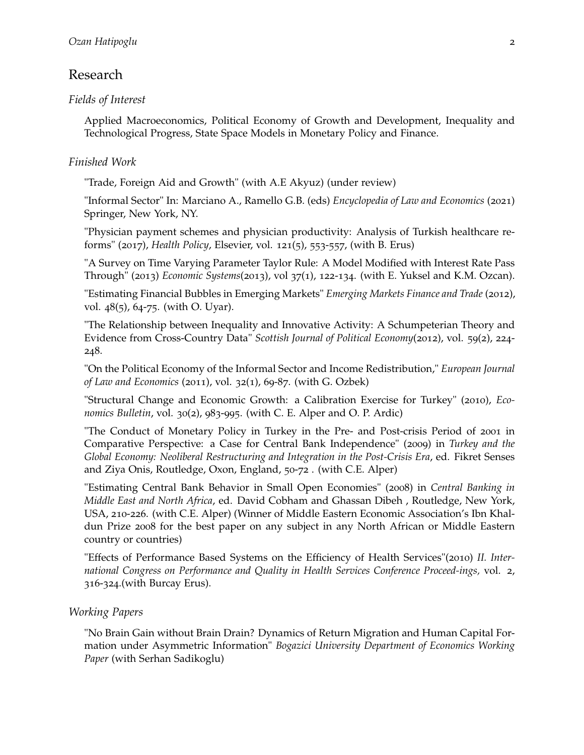## Research

### *Fields of Interest*

Applied Macroeconomics, Political Economy of Growth and Development, Inequality and Technological Progress, State Space Models in Monetary Policy and Finance.

### *Finished Work*

"Trade, Foreign Aid and Growth" (with A.E Akyuz) (under review)

"Informal Sector" In: Marciano A., Ramello G.B. (eds) *Encyclopedia of Law and Economics* (2021) Springer, New York, NY.

"Physician payment schemes and physician productivity: Analysis of Turkish healthcare reforms" (2017), *Health Policy*, Elsevier, vol. 121(5), 553-557, (with B. Erus)

"A Survey on Time Varying Parameter Taylor Rule: A Model Modified with Interest Rate Pass Through" (2013) *Economic Systems*(2013), vol 37(1), 122-134. (with E. Yuksel and K.M. Ozcan).

"Estimating Financial Bubbles in Emerging Markets" *Emerging Markets Finance and Trade* (2012), vol. 48(5), 64-75. (with O. Uyar).

"The Relationship between Inequality and Innovative Activity: A Schumpeterian Theory and Evidence from Cross-Country Data" *Scottish Journal of Political Economy*(2012), vol. 59(2), 224-248.

"On the Political Economy of the Informal Sector and Income Redistribution," *European Journal of Law and Economics* (2011), vol. 32(1), 69-87. (with G. Ozbek)

"Structural Change and Economic Growth: a Calibration Exercise for Turkey" (2010), *Economics Bulletin*, vol. 30(2), 983-995. (with C. E. Alper and O. P. Ardic)

"The Conduct of Monetary Policy in Turkey in the Pre- and Post-crisis Period of 2001 in Comparative Perspective: a Case for Central Bank Independence" (2009) in *Turkey and the Global Economy: Neoliberal Restructuring and Integration in the Post-Crisis Era*, ed. Fikret Senses and Ziya Onis, Routledge, Oxon, England, 50-72 . (with C.E. Alper)

"Estimating Central Bank Behavior in Small Open Economies" (2008) in *Central Banking in Middle East and North Africa*, ed. David Cobham and Ghassan Dibeh , Routledge, New York, USA, 210-226. (with C.E. Alper) (Winner of Middle Eastern Economic Association's Ibn Khaldun Prize 2008 for the best paper on any subject in any North African or Middle Eastern country or countries)

"Effects of Performance Based Systems on the Efficiency of Health Services"(2010) *II. International Congress on Performance and Quality in Health Services Conference Proceed-ings,* vol. 2, 316-324.(with Burcay Erus).

### *Working Papers*

"No Brain Gain without Brain Drain? Dynamics of Return Migration and Human Capital Formation under Asymmetric Information" *Bogazici University Department of Economics Working Paper* (with Serhan Sadikoglu)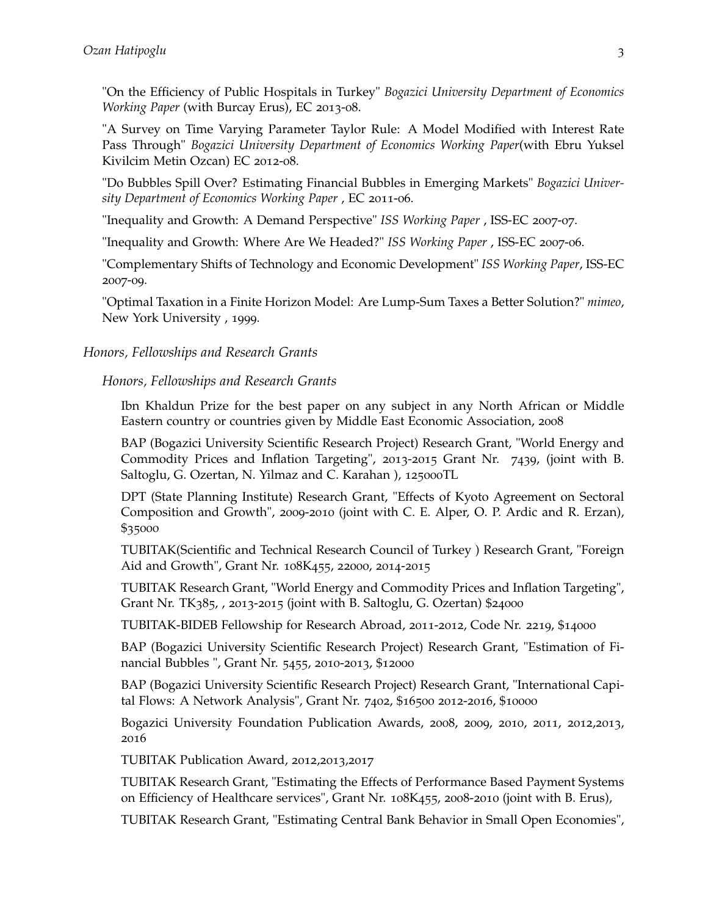"On the Efficiency of Public Hospitals in Turkey" *Bogazici University Department of Economics Working Paper* (with Burcay Erus), EC 2013-08.

"A Survey on Time Varying Parameter Taylor Rule: A Model Modified with Interest Rate Pass Through" *Bogazici University Department of Economics Working Paper*(with Ebru Yuksel Kivilcim Metin Ozcan) EC 2012-08.

"Do Bubbles Spill Over? Estimating Financial Bubbles in Emerging Markets" *Bogazici University Department of Economics Working Paper* , EC 2011-06.

"Inequality and Growth: A Demand Perspective" *ISS Working Paper* , ISS-EC 2007-07.

"Inequality and Growth: Where Are We Headed?" *ISS Working Paper* , ISS-EC 2007-06.

"Complementary Shifts of Technology and Economic Development" *ISS Working Paper*, ISS-EC 2007-09.

"Optimal Taxation in a Finite Horizon Model: Are Lump-Sum Taxes a Better Solution?" *mimeo*, New York University , 1999.

## *Honors, Fellowships and Research Grants*

### *Honors, Fellowships and Research Grants*

Ibn Khaldun Prize for the best paper on any subject in any North African or Middle Eastern country or countries given by Middle East Economic Association, 2008

BAP (Bogazici University Scientific Research Project) Research Grant, "World Energy and Commodity Prices and Inflation Targeting", 2013-2015 Grant Nr. 7439, (joint with B. Saltoglu, G. Ozertan, N. Yilmaz and C. Karahan ), 125000TL

DPT (State Planning Institute) Research Grant, "Effects of Kyoto Agreement on Sectoral Composition and Growth", 2009-2010 (joint with C. E. Alper, O. P. Ardic and R. Erzan), $35000

TUBITAK(Scientific and Technical Research Council of Turkey ) Research Grant, "Foreign Aid and Growth", Grant Nr. 108K455, 22000, 2014-2015

TUBITAK Research Grant, "World Energy and Commodity Prices and Inflation Targeting", Grant Nr. TK385, , 2013-2015 (joint with B. Saltoglu, G. Ozertan) $24000

TUBITAK-BIDEB Fellowship for Research Abroad, 2011-2012, Code Nr. 2219, $14000

BAP (Bogazici University Scientific Research Project) Research Grant, "Estimation of Financial Bubbles ", Grant Nr. 5455, 2010-2013, $12000

BAP (Bogazici University Scientific Research Project) Research Grant, "International Capital Flows: A Network Analysis", Grant Nr. 7402, $16500 2012-2016, $10000

Bogazici University Foundation Publication Awards, 2008, 2009, 2010, 2011, 2012,2013, 2016

TUBITAK Publication Award, 2012,2013,2017

TUBITAK Research Grant, "Estimating the Effects of Performance Based Payment Systems on Efficiency of Healthcare services", Grant Nr. 108K455, 2008-2010 (joint with B. Erus),

TUBITAK Research Grant, "Estimating Central Bank Behavior in Small Open Economies",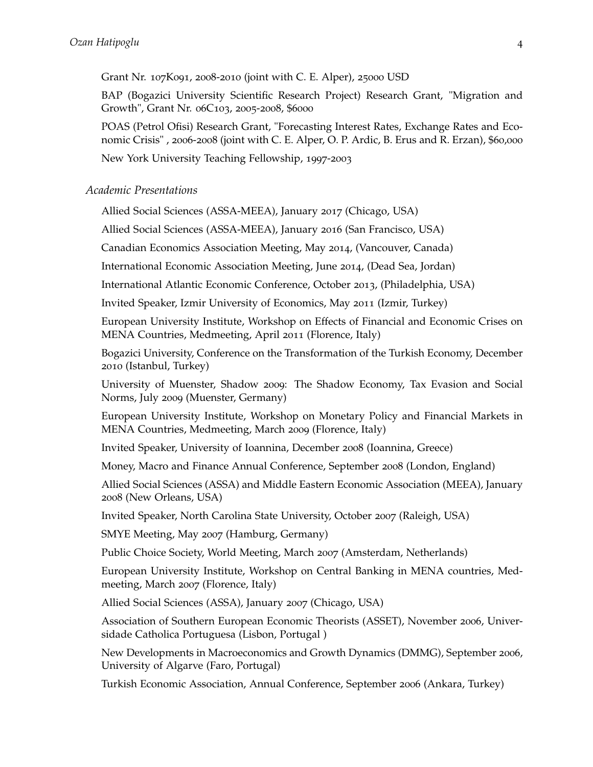Grant Nr. 107K091, 2008-2010 (joint with C. E. Alper), 25000 USD

BAP (Bogazici University Scientific Research Project) Research Grant, "Migration and Growth", Grant Nr. 06C103, 2005-2008, $6000

POAS (Petrol Ofisi) Research Grant, "Forecasting Interest Rates, Exchange Rates and Economic Crisis" , 2006-2008 (joint with C. E. Alper, O. P. Ardic, B. Erus and R. Erzan), $60,000

New York University Teaching Fellowship, 1997-2003

*Academic Presentations*

Allied Social Sciences (ASSA-MEEA), January 2017 (Chicago, USA)

Allied Social Sciences (ASSA-MEEA), January 2016 (San Francisco, USA)

Canadian Economics Association Meeting, May 2014, (Vancouver, Canada)

International Economic Association Meeting, June 2014, (Dead Sea, Jordan)

International Atlantic Economic Conference, October 2013, (Philadelphia, USA)

Invited Speaker, Izmir University of Economics, May 2011 (Izmir, Turkey)

European University Institute, Workshop on Effects of Financial and Economic Crises on MENA Countries, Medmeeting, April 2011 (Florence, Italy)

Bogazici University, Conference on the Transformation of the Turkish Economy, December 2010 (Istanbul, Turkey)

University of Muenster, Shadow 2009: The Shadow Economy, Tax Evasion and Social Norms, July 2009 (Muenster, Germany)

European University Institute, Workshop on Monetary Policy and Financial Markets in MENA Countries, Medmeeting, March 2009 (Florence, Italy)

Invited Speaker, University of Ioannina, December 2008 (Ioannina, Greece)

Money, Macro and Finance Annual Conference, September 2008 (London, England)

Allied Social Sciences (ASSA) and Middle Eastern Economic Association (MEEA), January 2008 (New Orleans, USA)

Invited Speaker, North Carolina State University, October 2007 (Raleigh, USA)

SMYE Meeting, May 2007 (Hamburg, Germany)

Public Choice Society, World Meeting, March 2007 (Amsterdam, Netherlands)

European University Institute, Workshop on Central Banking in MENA countries, Medmeeting, March 2007 (Florence, Italy)

Allied Social Sciences (ASSA), January 2007 (Chicago, USA)

Association of Southern European Economic Theorists (ASSET), November 2006, Universidade Catholica Portuguesa (Lisbon, Portugal )

New Developments in Macroeconomics and Growth Dynamics (DMMG), September 2006, University of Algarve (Faro, Portugal)

Turkish Economic Association, Annual Conference, September 2006 (Ankara, Turkey)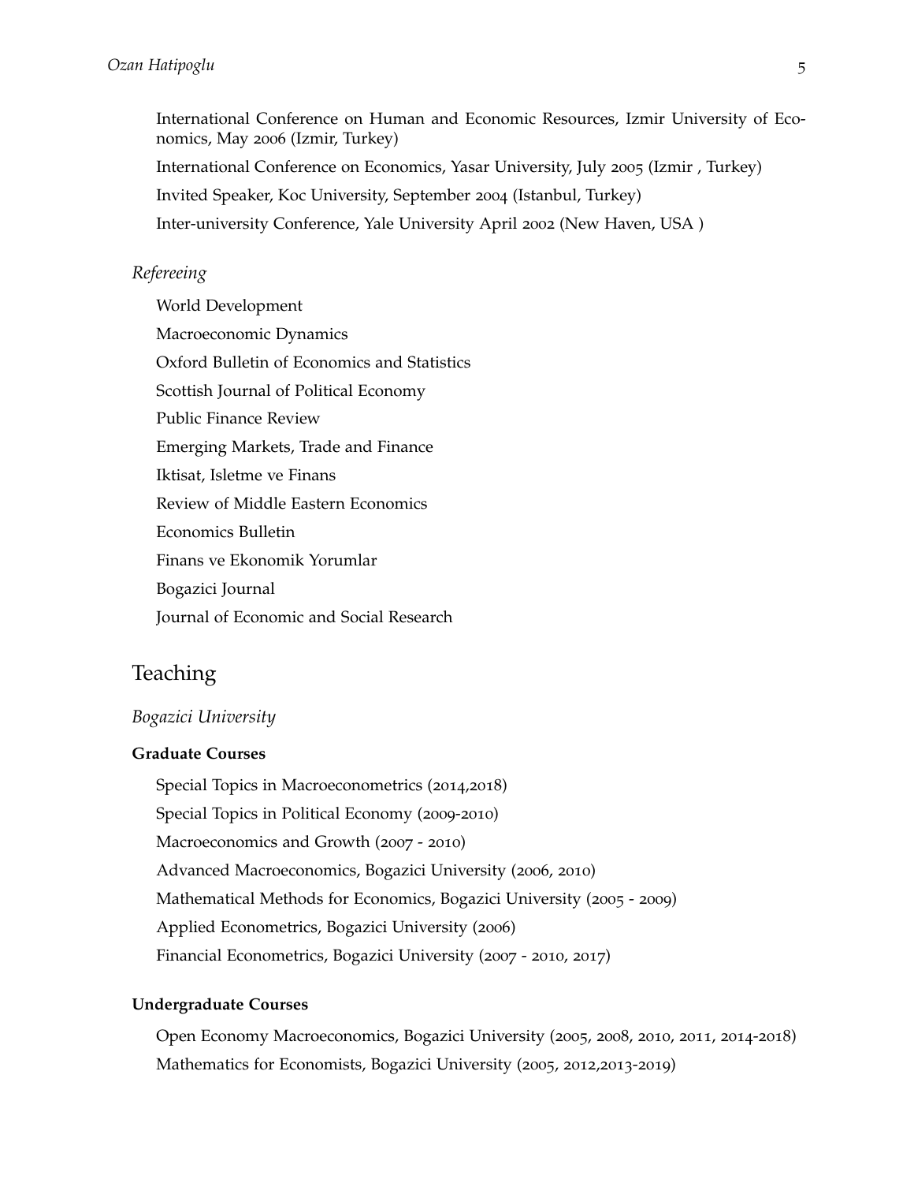International Conference on Human and Economic Resources, Izmir University of Economics, May 2006 (Izmir, Turkey)

International Conference on Economics, Yasar University, July 2005 (Izmir , Turkey)

Invited Speaker, Koc University, September 2004 (Istanbul, Turkey)

Inter-university Conference, Yale University April 2002 (New Haven, USA )

*Refereeing*

World Development

Macroeconomic Dynamics

Oxford Bulletin of Economics and Statistics

Scottish Journal of Political Economy

Public Finance Review

Emerging Markets, Trade and Finance

Iktisat, Isletme ve Finans

Review of Middle Eastern Economics

Economics Bulletin

Finans ve Ekonomik Yorumlar

Bogazici Journal

Journal of Economic and Social Research

## Teaching

*Bogazici University*

**Graduate Courses**

Special Topics in Macroeconometrics (2014,2018)

Special Topics in Political Economy (2009-2010)

Macroeconomics and Growth (2007 - 2010)

Advanced Macroeconomics, Bogazici University (2006, 2010)

Mathematical Methods for Economics, Bogazici University (2005 - 2009)

Applied Econometrics, Bogazici University (2006)

Financial Econometrics, Bogazici University (2007 - 2010, 2017)

**Undergraduate Courses**

Open Economy Macroeconomics, Bogazici University (2005, 2008, 2010, 2011, 2014-2018)

Mathematics for Economists, Bogazici University (2005, 2012,2013-2019)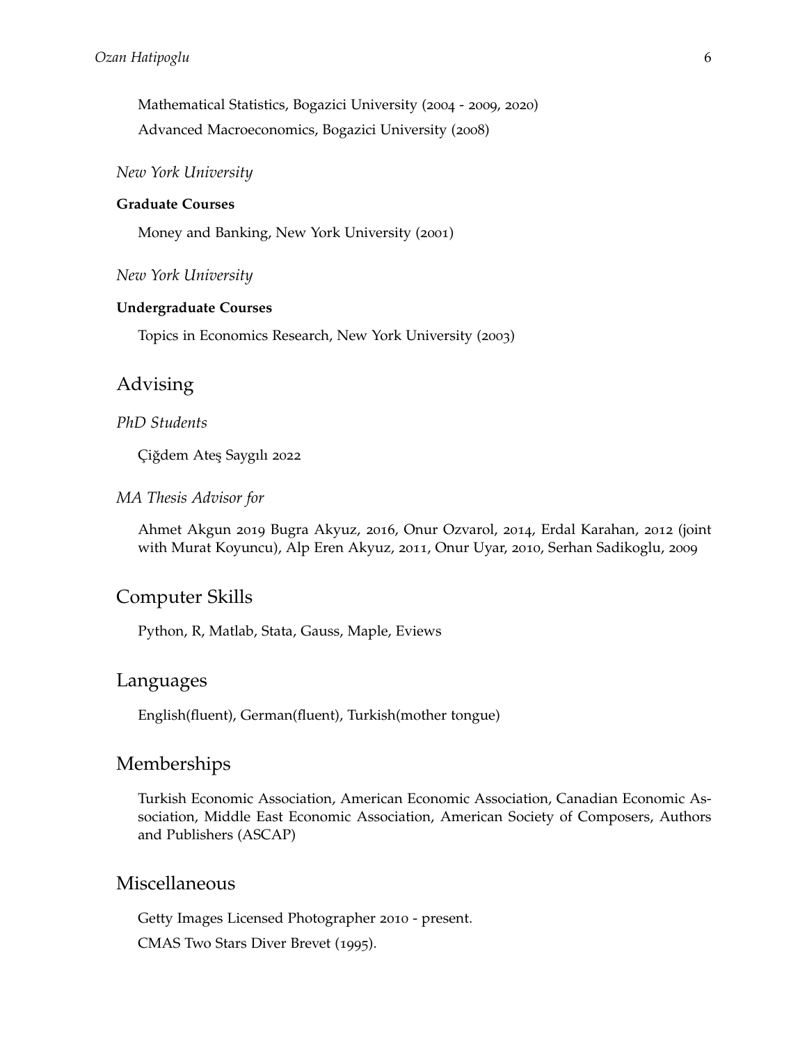Mathematical Statistics, Bogazici University (2004 - 2009, 2020)

Advanced Macroeconomics, Bogazici University (2008)

*New York University*

**Graduate Courses**

Money and Banking, New York University (2001)

*New York University*

**Undergraduate Courses**

Topics in Economics Research, New York University (2003)

## Advising

*PhD Students*

Çiğdem Ateş Saygılı 2022

*MA Thesis Advisor for*

Ahmet Akgun 2019 Bugra Akyuz, 2016, Onur Ozvarol, 2014, Erdal Karahan, 2012 (joint with Murat Koyuncu), Alp Eren Akyuz, 2011, Onur Uyar, 2010, Serhan Sadikoglu, 2009

## Computer Skills

Python, R, Matlab, Stata, Gauss, Maple, Eviews

## Languages

English(fluent), German(fluent), Turkish(mother tongue)

## Memberships

Turkish Economic Association, American Economic Association, Canadian Economic Association, Middle East Economic Association, American Society of Composers, Authors and Publishers (ASCAP)

## Miscellaneous

Getty Images Licensed Photographer 2010 - present.

CMAS Two Stars Diver Brevet (1995).